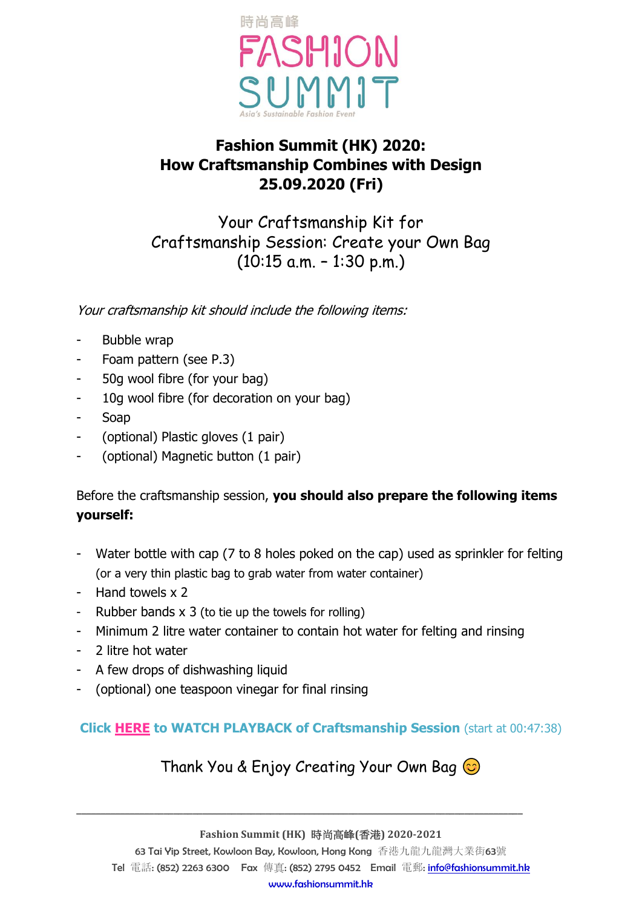時尚高峰
FASHION SUMMIT
Asia's Sustainable Fashion Event

# Fashion Summit (HK) 2020: How Craftsmanship Combines with Design 25.09.2020 (Fri)

## Your Craftsmanship Kit for Craftsmanship Session: Create your Own Bag (10:15 a.m. – 1:30 p.m.)

*Your craftsmanship kit should include the following items:*

- Bubble wrap
- Foam pattern (see P.3)
- 50g wool fibre (for your bag)
- 10g wool fibre (for decoration on your bag)
- Soap
- (optional) Plastic gloves (1 pair)
- (optional) Magnetic button (1 pair)

Before the craftsmanship session, **you should also prepare the following items yourself:**

- Water bottle with cap (7 to 8 holes poked on the cap) used as sprinkler for felting (or a very thin plastic bag to grab water from water container)
- Hand towels x 2
- Rubber bands x 3 (to tie up the towels for rolling)
- Minimum 2 litre water container to contain hot water for felting and rinsing
- 2 litre hot water
- A few drops of dishwashing liquid
- (optional) one teaspoon vinegar for final rinsing

**Click HERE to WATCH PLAYBACK of Craftsmanship Session** (start at 00:47:38)

Thank You & Enjoy Creating Your Own Bag 😊

---

Fashion Summit (HK) 時尚高峰(香港) 2020-2021
63 Tai Yip Street, Kowloon Bay, Kowloon, Hong Kong 香港九龍九龍灣大業街63號
Tel 電話: (852) 2263 6300 Fax 傳真: (852) 2795 0452 Email 電郵: info@fashionsummit.hk
www.fashionsummit.hk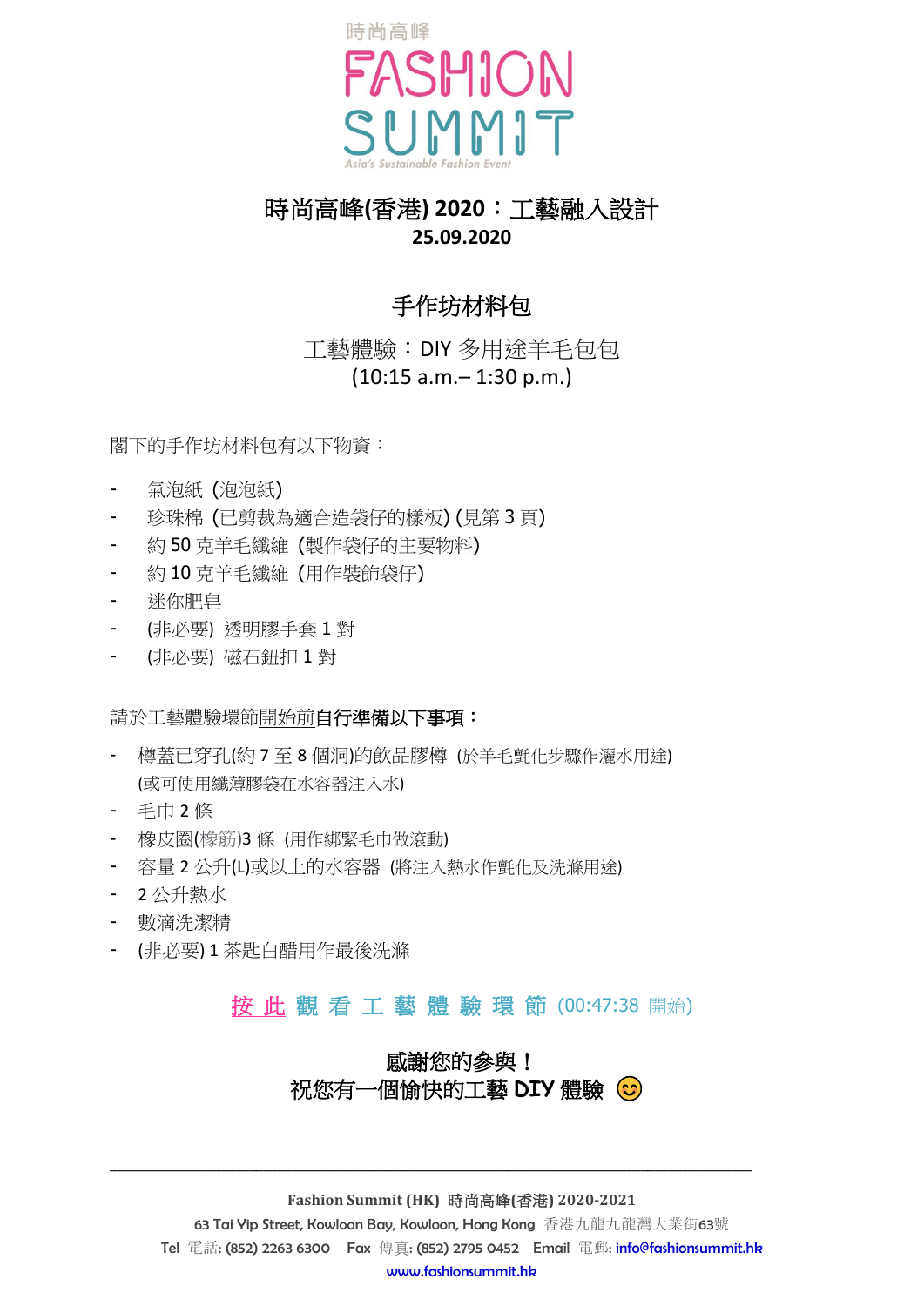時尚高峰

FASHION SUMMIT

Asia's Sustainable Fashion Event

## 時尚高峰(香港) 2020：工藝融入設計

**25.09.2020**

### 手作坊材料包

工藝體驗：DIY 多用途羊毛包包

(10:15 a.m.– 1:30 p.m.)

閣下的手作坊材料包有以下物資：

- 氣泡紙 (泡泡紙)
- 珍珠棉 (已剪裁為適合造袋仔的樣板) (見第 3 頁)
- 約 50 克羊毛纖維 (製作袋仔的主要物料)
- 約 10 克羊毛纖維 (用作裝飾袋仔)
- 迷你肥皂
- (非必要) 透明膠手套 1 對
- (非必要) 磁石鈕扣 1 對

請於工藝體驗環節開始前**自行準備以下事項：**

- 樽蓋已穿孔(約 7 至 8 個洞)的飲品膠樽 (於羊毛氈化步驟作灑水用途) (或可使用纖薄膠袋在水容器注入水)
- 毛巾 2 條
- 橡皮圈(橡筋)3 條 (用作綁緊毛巾做滾動)
- 容量 2 公升(L)或以上的水容器 (將注入熱水作氈化及洗滌用途)
- 2 公升熱水
- 數滴洗潔精
- (非必要) 1 茶匙白醋用作最後洗滌

按 此 觀 看 工 藝 體 驗 環 節 (00:47:38 開始)

**感謝您的參與！**

**祝您有一個愉快的工藝 DIY 體驗 😊**

---

**Fashion Summit (HK) 時尚高峰(香港) 2020-2021**

63 Tai Yip Street, Kowloon Bay, Kowloon, Hong Kong 香港九龍九龍灣大業街63號

Tel 電話: (852) 2263 6300 Fax 傳真: (852) 2795 0452 Email 電郵: info@fashionsummit.hk

www.fashionsummit.hk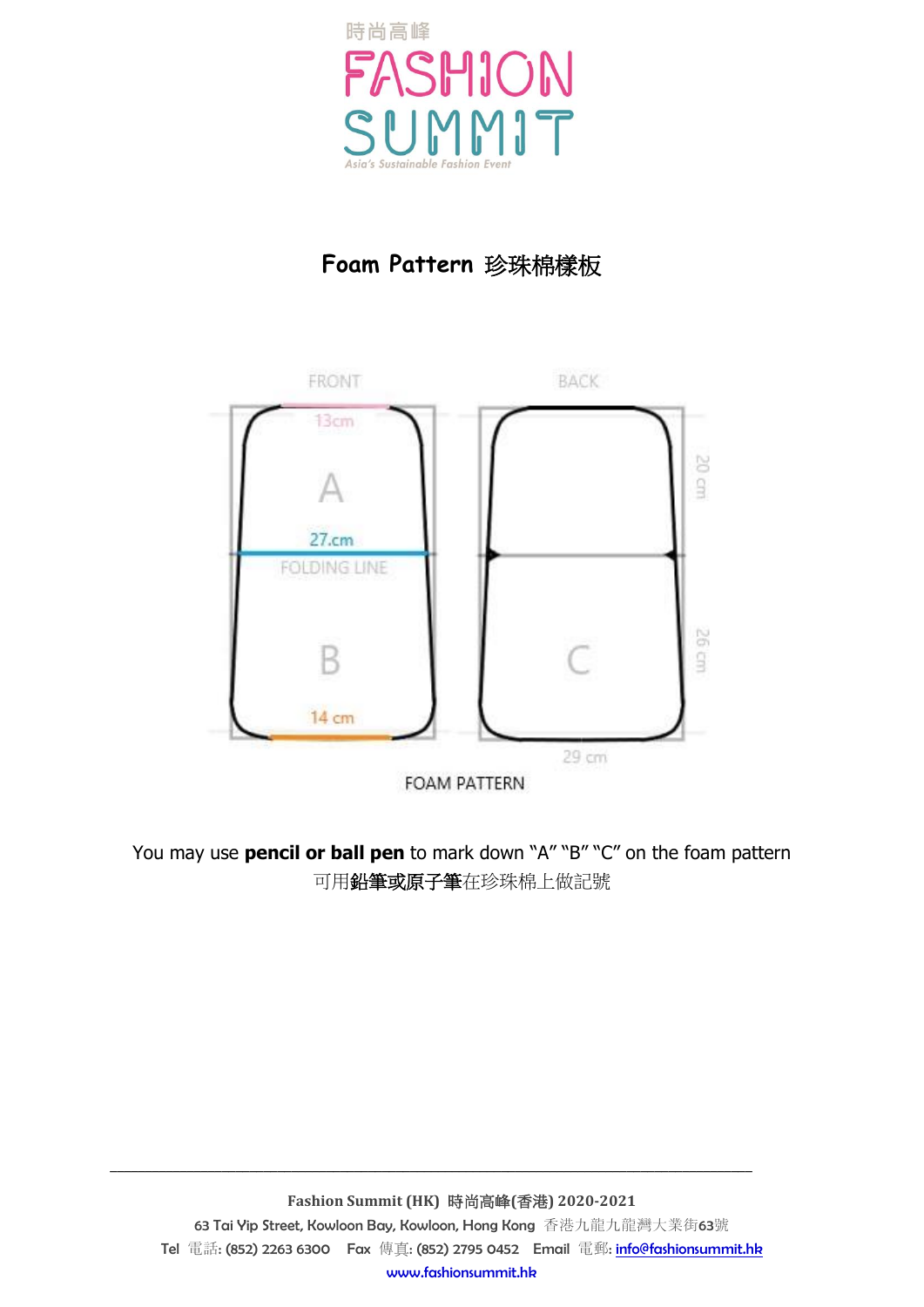時尚高峰
FASHION SUMMIT
Asia's Sustainable Fashion Event

## Foam Pattern 珍珠棉樣板

FRONT

13cm

A

27.cm

FOLDING LINE

B

14 cm

BACK

20 cm

C

26 cm

29 cm

FOAM PATTERN

You may use **pencil or ball pen** to mark down "A" "B" "C" on the foam pattern
可用**鉛筆或原子筆**在珍珠棉上做記號